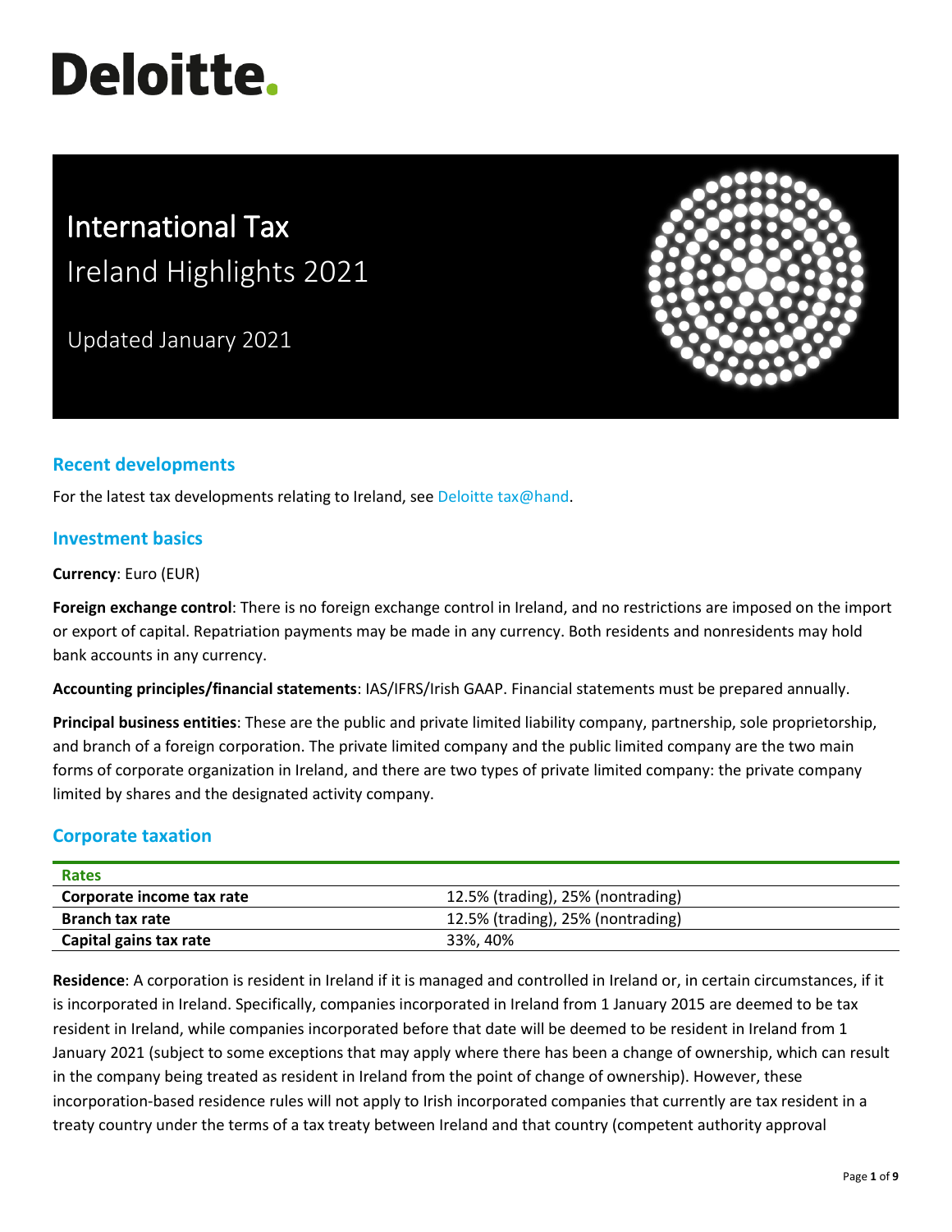# Deloitte.

# International Tax
## Ireland Highlights 2021

Updated January 2021

## Recent developments

For the latest tax developments relating to Ireland, see Deloitte tax@hand.

## Investment basics

**Currency**: Euro (EUR)

**Foreign exchange control**: There is no foreign exchange control in Ireland, and no restrictions are imposed on the import or export of capital. Repatriation payments may be made in any currency. Both residents and nonresidents may hold bank accounts in any currency.

**Accounting principles/financial statements**: IAS/IFRS/Irish GAAP. Financial statements must be prepared annually.

**Principal business entities**: These are the public and private limited liability company, partnership, sole proprietorship, and branch of a foreign corporation. The private limited company and the public limited company are the two main forms of corporate organization in Ireland, and there are two types of private limited company: the private company limited by shares and the designated activity company.

## Corporate taxation

| Rates | |
|---|---|
| **Corporate income tax rate** | 12.5% (trading), 25% (nontrading) |
| **Branch tax rate** | 12.5% (trading), 25% (nontrading) |
| **Capital gains tax rate** | 33%, 40% |

**Residence**: A corporation is resident in Ireland if it is managed and controlled in Ireland or, in certain circumstances, if it is incorporated in Ireland. Specifically, companies incorporated in Ireland from 1 January 2015 are deemed to be tax resident in Ireland, while companies incorporated before that date will be deemed to be resident in Ireland from 1 January 2021 (subject to some exceptions that may apply where there has been a change of ownership, which can result in the company being treated as resident in Ireland from the point of change of ownership). However, these incorporation-based residence rules will not apply to Irish incorporated companies that currently are tax resident in a treaty country under the terms of a tax treaty between Ireland and that country (competent authority approval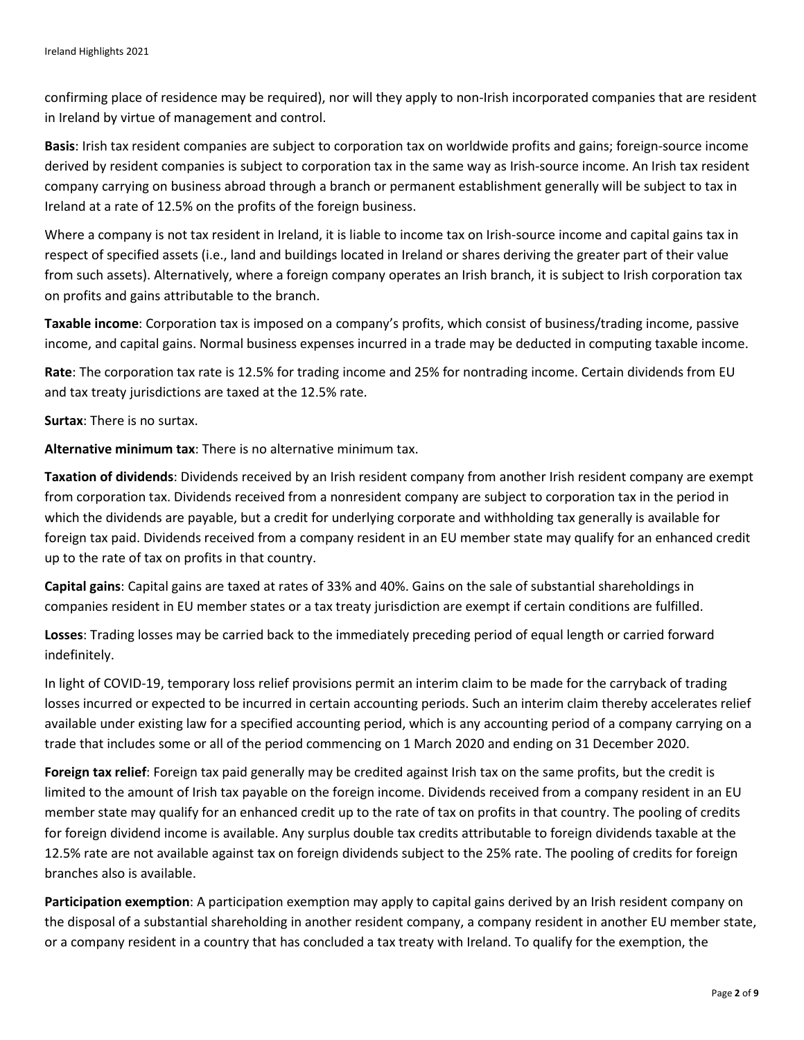confirming place of residence may be required), nor will they apply to non-Irish incorporated companies that are resident in Ireland by virtue of management and control.

**Basis**: Irish tax resident companies are subject to corporation tax on worldwide profits and gains; foreign-source income derived by resident companies is subject to corporation tax in the same way as Irish-source income. An Irish tax resident company carrying on business abroad through a branch or permanent establishment generally will be subject to tax in Ireland at a rate of 12.5% on the profits of the foreign business.

Where a company is not tax resident in Ireland, it is liable to income tax on Irish-source income and capital gains tax in respect of specified assets (i.e., land and buildings located in Ireland or shares deriving the greater part of their value from such assets). Alternatively, where a foreign company operates an Irish branch, it is subject to Irish corporation tax on profits and gains attributable to the branch.

**Taxable income**: Corporation tax is imposed on a company's profits, which consist of business/trading income, passive income, and capital gains. Normal business expenses incurred in a trade may be deducted in computing taxable income.

**Rate**: The corporation tax rate is 12.5% for trading income and 25% for nontrading income. Certain dividends from EU and tax treaty jurisdictions are taxed at the 12.5% rate.

**Surtax**: There is no surtax.

**Alternative minimum tax**: There is no alternative minimum tax.

**Taxation of dividends**: Dividends received by an Irish resident company from another Irish resident company are exempt from corporation tax. Dividends received from a nonresident company are subject to corporation tax in the period in which the dividends are payable, but a credit for underlying corporate and withholding tax generally is available for foreign tax paid. Dividends received from a company resident in an EU member state may qualify for an enhanced credit up to the rate of tax on profits in that country.

**Capital gains**: Capital gains are taxed at rates of 33% and 40%. Gains on the sale of substantial shareholdings in companies resident in EU member states or a tax treaty jurisdiction are exempt if certain conditions are fulfilled.

**Losses**: Trading losses may be carried back to the immediately preceding period of equal length or carried forward indefinitely.

In light of COVID-19, temporary loss relief provisions permit an interim claim to be made for the carryback of trading losses incurred or expected to be incurred in certain accounting periods. Such an interim claim thereby accelerates relief available under existing law for a specified accounting period, which is any accounting period of a company carrying on a trade that includes some or all of the period commencing on 1 March 2020 and ending on 31 December 2020.

**Foreign tax relief**: Foreign tax paid generally may be credited against Irish tax on the same profits, but the credit is limited to the amount of Irish tax payable on the foreign income. Dividends received from a company resident in an EU member state may qualify for an enhanced credit up to the rate of tax on profits in that country. The pooling of credits for foreign dividend income is available. Any surplus double tax credits attributable to foreign dividends taxable at the 12.5% rate are not available against tax on foreign dividends subject to the 25% rate. The pooling of credits for foreign branches also is available.

**Participation exemption**: A participation exemption may apply to capital gains derived by an Irish resident company on the disposal of a substantial shareholding in another resident company, a company resident in another EU member state, or a company resident in a country that has concluded a tax treaty with Ireland. To qualify for the exemption, the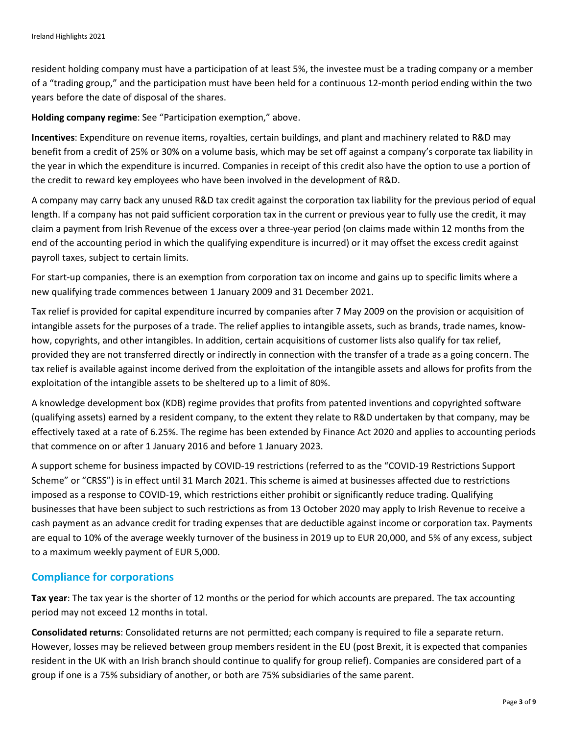resident holding company must have a participation of at least 5%, the investee must be a trading company or a member of a "trading group," and the participation must have been held for a continuous 12-month period ending within the two years before the date of disposal of the shares.

**Holding company regime**: See "Participation exemption," above.

**Incentives**: Expenditure on revenue items, royalties, certain buildings, and plant and machinery related to R&D may benefit from a credit of 25% or 30% on a volume basis, which may be set off against a company's corporate tax liability in the year in which the expenditure is incurred. Companies in receipt of this credit also have the option to use a portion of the credit to reward key employees who have been involved in the development of R&D.

A company may carry back any unused R&D tax credit against the corporation tax liability for the previous period of equal length. If a company has not paid sufficient corporation tax in the current or previous year to fully use the credit, it may claim a payment from Irish Revenue of the excess over a three-year period (on claims made within 12 months from the end of the accounting period in which the qualifying expenditure is incurred) or it may offset the excess credit against payroll taxes, subject to certain limits.

For start-up companies, there is an exemption from corporation tax on income and gains up to specific limits where a new qualifying trade commences between 1 January 2009 and 31 December 2021.

Tax relief is provided for capital expenditure incurred by companies after 7 May 2009 on the provision or acquisition of intangible assets for the purposes of a trade. The relief applies to intangible assets, such as brands, trade names, know-how, copyrights, and other intangibles. In addition, certain acquisitions of customer lists also qualify for tax relief, provided they are not transferred directly or indirectly in connection with the transfer of a trade as a going concern. The tax relief is available against income derived from the exploitation of the intangible assets and allows for profits from the exploitation of the intangible assets to be sheltered up to a limit of 80%.

A knowledge development box (KDB) regime provides that profits from patented inventions and copyrighted software (qualifying assets) earned by a resident company, to the extent they relate to R&D undertaken by that company, may be effectively taxed at a rate of 6.25%. The regime has been extended by Finance Act 2020 and applies to accounting periods that commence on or after 1 January 2016 and before 1 January 2023.

A support scheme for business impacted by COVID-19 restrictions (referred to as the "COVID-19 Restrictions Support Scheme" or "CRSS") is in effect until 31 March 2021. This scheme is aimed at businesses affected due to restrictions imposed as a response to COVID-19, which restrictions either prohibit or significantly reduce trading. Qualifying businesses that have been subject to such restrictions as from 13 October 2020 may apply to Irish Revenue to receive a cash payment as an advance credit for trading expenses that are deductible against income or corporation tax. Payments are equal to 10% of the average weekly turnover of the business in 2019 up to EUR 20,000, and 5% of any excess, subject to a maximum weekly payment of EUR 5,000.

## Compliance for corporations

**Tax year**: The tax year is the shorter of 12 months or the period for which accounts are prepared. The tax accounting period may not exceed 12 months in total.

**Consolidated returns**: Consolidated returns are not permitted; each company is required to file a separate return. However, losses may be relieved between group members resident in the EU (post Brexit, it is expected that companies resident in the UK with an Irish branch should continue to qualify for group relief). Companies are considered part of a group if one is a 75% subsidiary of another, or both are 75% subsidiaries of the same parent.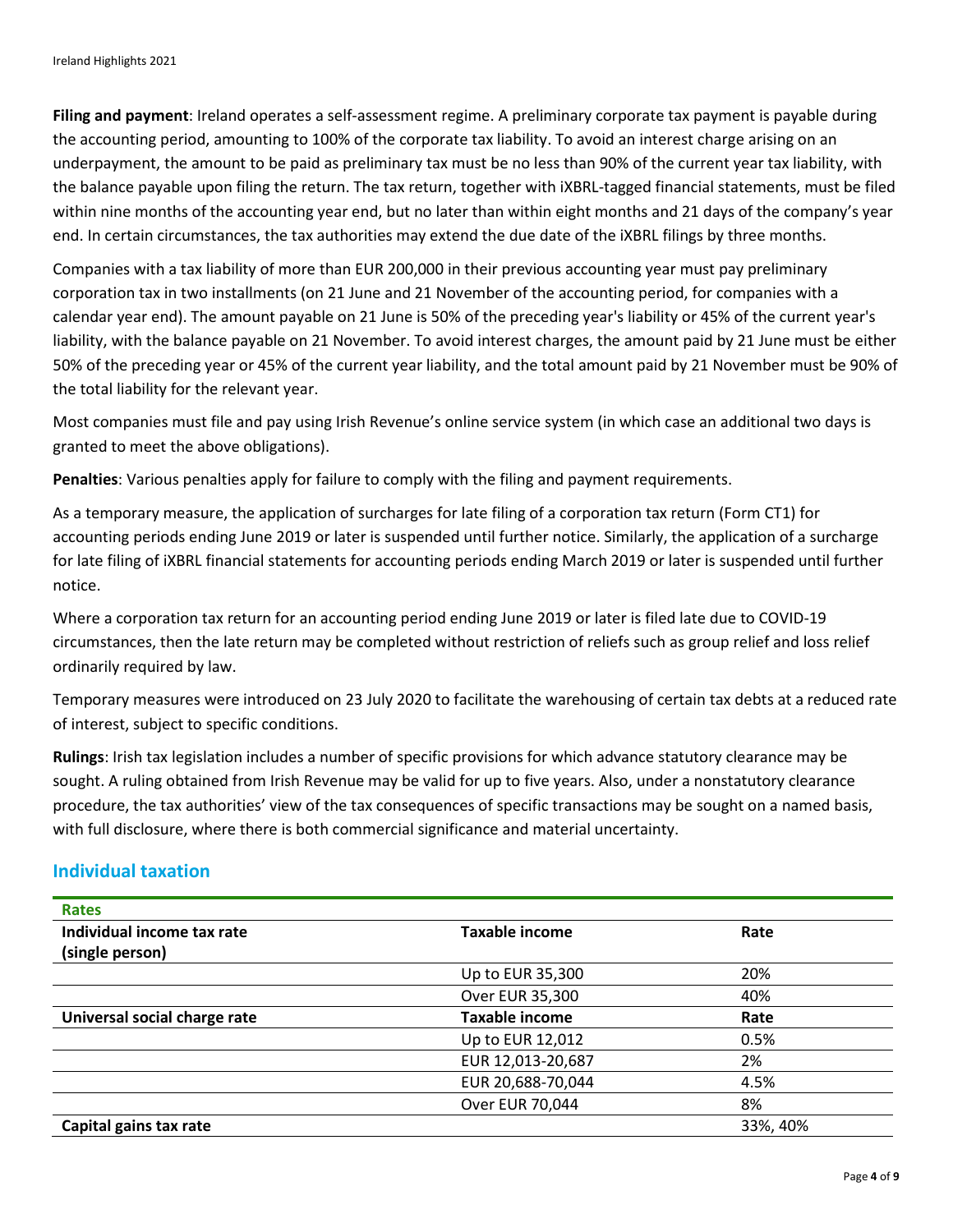**Filing and payment**: Ireland operates a self-assessment regime. A preliminary corporate tax payment is payable during the accounting period, amounting to 100% of the corporate tax liability. To avoid an interest charge arising on an underpayment, the amount to be paid as preliminary tax must be no less than 90% of the current year tax liability, with the balance payable upon filing the return. The tax return, together with iXBRL-tagged financial statements, must be filed within nine months of the accounting year end, but no later than within eight months and 21 days of the company's year end. In certain circumstances, the tax authorities may extend the due date of the iXBRL filings by three months.

Companies with a tax liability of more than EUR 200,000 in their previous accounting year must pay preliminary corporation tax in two installments (on 21 June and 21 November of the accounting period, for companies with a calendar year end). The amount payable on 21 June is 50% of the preceding year's liability or 45% of the current year's liability, with the balance payable on 21 November. To avoid interest charges, the amount paid by 21 June must be either 50% of the preceding year or 45% of the current year liability, and the total amount paid by 21 November must be 90% of the total liability for the relevant year.

Most companies must file and pay using Irish Revenue's online service system (in which case an additional two days is granted to meet the above obligations).

**Penalties**: Various penalties apply for failure to comply with the filing and payment requirements.

As a temporary measure, the application of surcharges for late filing of a corporation tax return (Form CT1) for accounting periods ending June 2019 or later is suspended until further notice. Similarly, the application of a surcharge for late filing of iXBRL financial statements for accounting periods ending March 2019 or later is suspended until further notice.

Where a corporation tax return for an accounting period ending June 2019 or later is filed late due to COVID-19 circumstances, then the late return may be completed without restriction of reliefs such as group relief and loss relief ordinarily required by law.

Temporary measures were introduced on 23 July 2020 to facilitate the warehousing of certain tax debts at a reduced rate of interest, subject to specific conditions.

**Rulings**: Irish tax legislation includes a number of specific provisions for which advance statutory clearance may be sought. A ruling obtained from Irish Revenue may be valid for up to five years. Also, under a nonstatutory clearance procedure, the tax authorities' view of the tax consequences of specific transactions may be sought on a named basis, with full disclosure, where there is both commercial significance and material uncertainty.

## Individual taxation

| Rates | | |
|---|---|---|
| **Individual income tax rate (single person)** | **Taxable income** | **Rate** |
| | Up to EUR 35,300 | 20% |
| | Over EUR 35,300 | 40% |
| **Universal social charge rate** | **Taxable income** | **Rate** |
| | Up to EUR 12,012 | 0.5% |
| | EUR 12,013-20,687 | 2% |
| | EUR 20,688-70,044 | 4.5% |
| | Over EUR 70,044 | 8% |
| **Capital gains tax rate** | | 33%, 40% |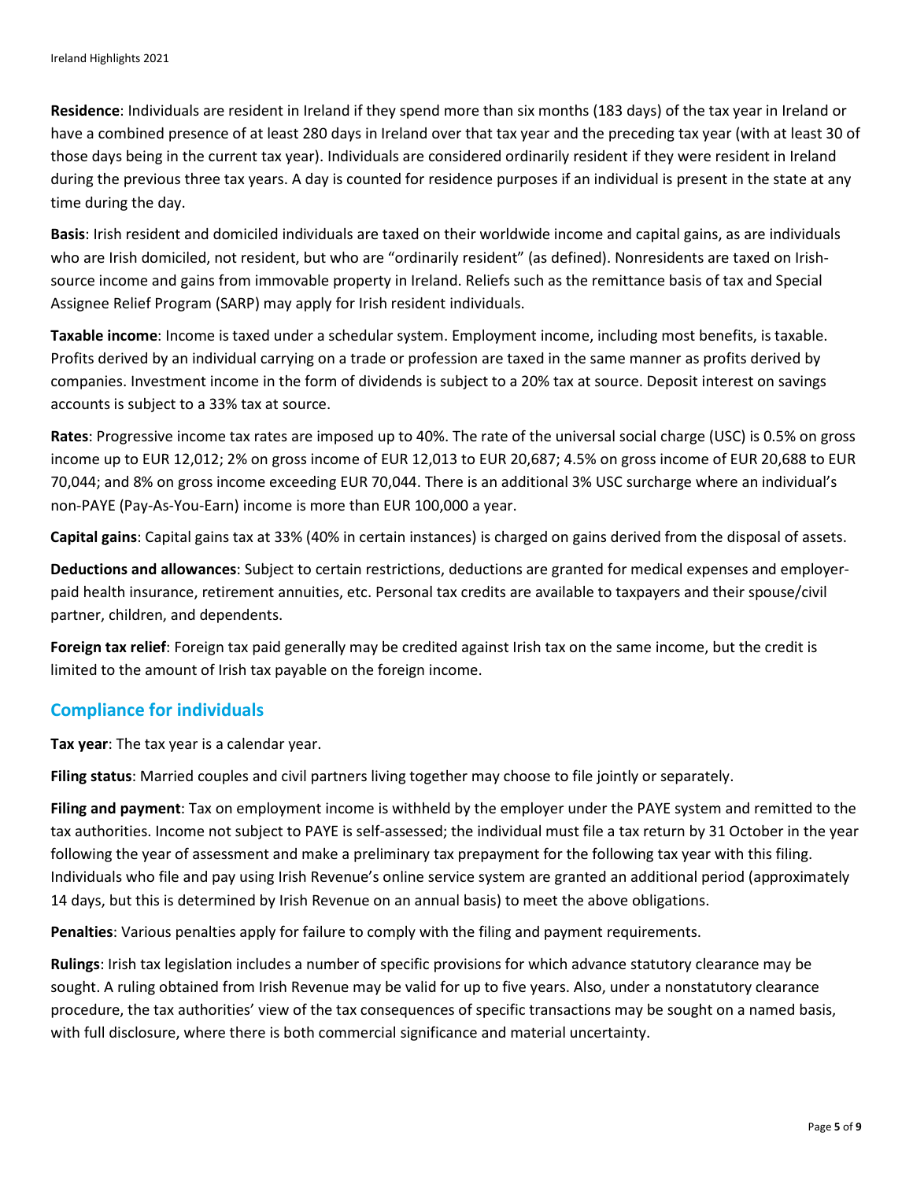**Residence**: Individuals are resident in Ireland if they spend more than six months (183 days) of the tax year in Ireland or have a combined presence of at least 280 days in Ireland over that tax year and the preceding tax year (with at least 30 of those days being in the current tax year). Individuals are considered ordinarily resident if they were resident in Ireland during the previous three tax years. A day is counted for residence purposes if an individual is present in the state at any time during the day.

**Basis**: Irish resident and domiciled individuals are taxed on their worldwide income and capital gains, as are individuals who are Irish domiciled, not resident, but who are "ordinarily resident" (as defined). Nonresidents are taxed on Irish-source income and gains from immovable property in Ireland. Reliefs such as the remittance basis of tax and Special Assignee Relief Program (SARP) may apply for Irish resident individuals.

**Taxable income**: Income is taxed under a schedular system. Employment income, including most benefits, is taxable. Profits derived by an individual carrying on a trade or profession are taxed in the same manner as profits derived by companies. Investment income in the form of dividends is subject to a 20% tax at source. Deposit interest on savings accounts is subject to a 33% tax at source.

**Rates**: Progressive income tax rates are imposed up to 40%. The rate of the universal social charge (USC) is 0.5% on gross income up to EUR 12,012; 2% on gross income of EUR 12,013 to EUR 20,687; 4.5% on gross income of EUR 20,688 to EUR 70,044; and 8% on gross income exceeding EUR 70,044. There is an additional 3% USC surcharge where an individual's non-PAYE (Pay-As-You-Earn) income is more than EUR 100,000 a year.

**Capital gains**: Capital gains tax at 33% (40% in certain instances) is charged on gains derived from the disposal of assets.

**Deductions and allowances**: Subject to certain restrictions, deductions are granted for medical expenses and employer-paid health insurance, retirement annuities, etc. Personal tax credits are available to taxpayers and their spouse/civil partner, children, and dependents.

**Foreign tax relief**: Foreign tax paid generally may be credited against Irish tax on the same income, but the credit is limited to the amount of Irish tax payable on the foreign income.

## Compliance for individuals

**Tax year**: The tax year is a calendar year.

**Filing status**: Married couples and civil partners living together may choose to file jointly or separately.

**Filing and payment**: Tax on employment income is withheld by the employer under the PAYE system and remitted to the tax authorities. Income not subject to PAYE is self-assessed; the individual must file a tax return by 31 October in the year following the year of assessment and make a preliminary tax prepayment for the following tax year with this filing. Individuals who file and pay using Irish Revenue's online service system are granted an additional period (approximately 14 days, but this is determined by Irish Revenue on an annual basis) to meet the above obligations.

**Penalties**: Various penalties apply for failure to comply with the filing and payment requirements.

**Rulings**: Irish tax legislation includes a number of specific provisions for which advance statutory clearance may be sought. A ruling obtained from Irish Revenue may be valid for up to five years. Also, under a nonstatutory clearance procedure, the tax authorities' view of the tax consequences of specific transactions may be sought on a named basis, with full disclosure, where there is both commercial significance and material uncertainty.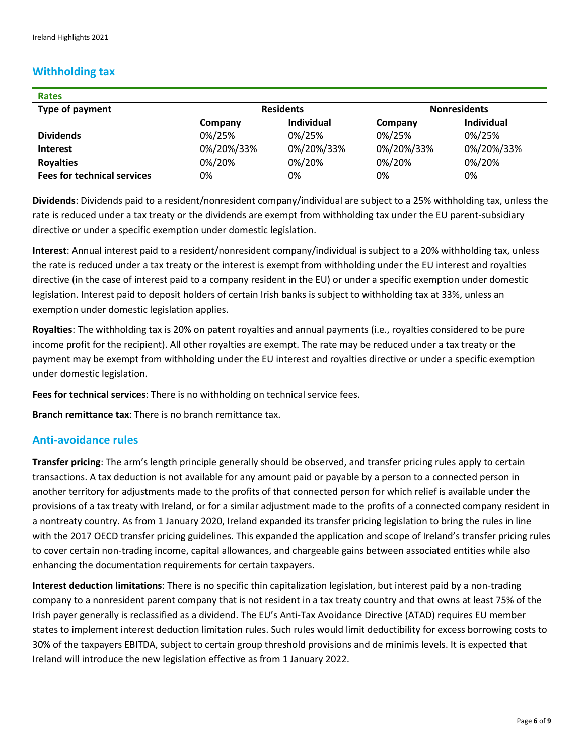## Withholding tax

| Rates | | | | |
|---|---|---|---|---|
| **Type of payment** | **Residents** | | **Nonresidents** | |
| | **Company** | **Individual** | **Company** | **Individual** |
| **Dividends** | 0%/25% | 0%/25% | 0%/25% | 0%/25% |
| **Interest** | 0%/20%/33% | 0%/20%/33% | 0%/20%/33% | 0%/20%/33% |
| **Royalties** | 0%/20% | 0%/20% | 0%/20% | 0%/20% |
| **Fees for technical services** | 0% | 0% | 0% | 0% |

**Dividends**: Dividends paid to a resident/nonresident company/individual are subject to a 25% withholding tax, unless the rate is reduced under a tax treaty or the dividends are exempt from withholding tax under the EU parent-subsidiary directive or under a specific exemption under domestic legislation.

**Interest**: Annual interest paid to a resident/nonresident company/individual is subject to a 20% withholding tax, unless the rate is reduced under a tax treaty or the interest is exempt from withholding under the EU interest and royalties directive (in the case of interest paid to a company resident in the EU) or under a specific exemption under domestic legislation. Interest paid to deposit holders of certain Irish banks is subject to withholding tax at 33%, unless an exemption under domestic legislation applies.

**Royalties**: The withholding tax is 20% on patent royalties and annual payments (i.e., royalties considered to be pure income profit for the recipient). All other royalties are exempt. The rate may be reduced under a tax treaty or the payment may be exempt from withholding under the EU interest and royalties directive or under a specific exemption under domestic legislation.

**Fees for technical services**: There is no withholding on technical service fees.

**Branch remittance tax**: There is no branch remittance tax.

## Anti-avoidance rules

**Transfer pricing**: The arm's length principle generally should be observed, and transfer pricing rules apply to certain transactions. A tax deduction is not available for any amount paid or payable by a person to a connected person in another territory for adjustments made to the profits of that connected person for which relief is available under the provisions of a tax treaty with Ireland, or for a similar adjustment made to the profits of a connected company resident in a nontreaty country. As from 1 January 2020, Ireland expanded its transfer pricing legislation to bring the rules in line with the 2017 OECD transfer pricing guidelines. This expanded the application and scope of Ireland's transfer pricing rules to cover certain non-trading income, capital allowances, and chargeable gains between associated entities while also enhancing the documentation requirements for certain taxpayers.

**Interest deduction limitations**: There is no specific thin capitalization legislation, but interest paid by a non-trading company to a nonresident parent company that is not resident in a tax treaty country and that owns at least 75% of the Irish payer generally is reclassified as a dividend. The EU's Anti-Tax Avoidance Directive (ATAD) requires EU member states to implement interest deduction limitation rules. Such rules would limit deductibility for excess borrowing costs to 30% of the taxpayers EBITDA, subject to certain group threshold provisions and de minimis levels. It is expected that Ireland will introduce the new legislation effective as from 1 January 2022.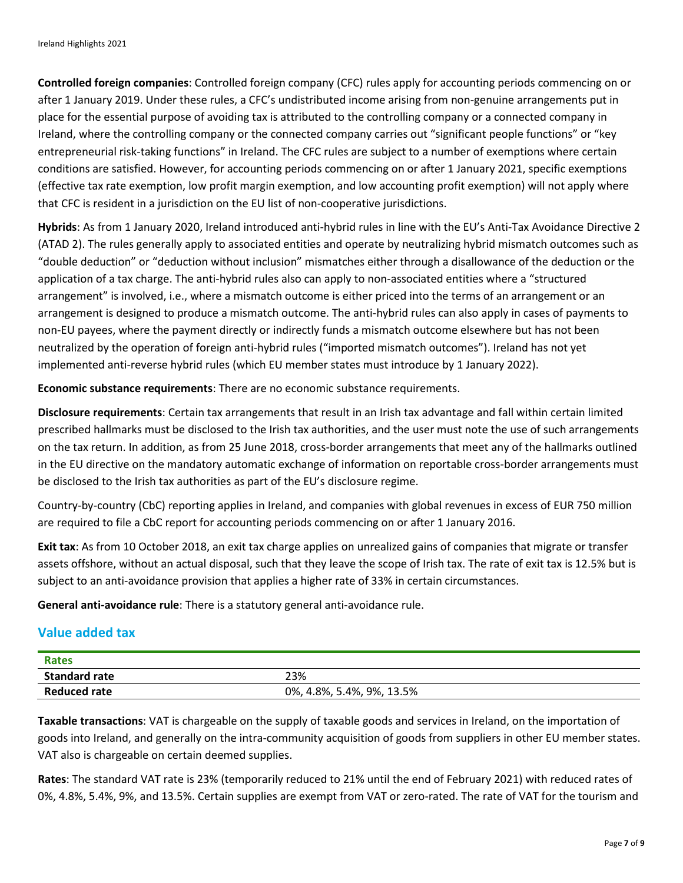**Controlled foreign companies**: Controlled foreign company (CFC) rules apply for accounting periods commencing on or after 1 January 2019. Under these rules, a CFC's undistributed income arising from non-genuine arrangements put in place for the essential purpose of avoiding tax is attributed to the controlling company or a connected company in Ireland, where the controlling company or the connected company carries out "significant people functions" or "key entrepreneurial risk-taking functions" in Ireland. The CFC rules are subject to a number of exemptions where certain conditions are satisfied. However, for accounting periods commencing on or after 1 January 2021, specific exemptions (effective tax rate exemption, low profit margin exemption, and low accounting profit exemption) will not apply where that CFC is resident in a jurisdiction on the EU list of non-cooperative jurisdictions.

**Hybrids**: As from 1 January 2020, Ireland introduced anti-hybrid rules in line with the EU's Anti-Tax Avoidance Directive 2 (ATAD 2). The rules generally apply to associated entities and operate by neutralizing hybrid mismatch outcomes such as "double deduction" or "deduction without inclusion" mismatches either through a disallowance of the deduction or the application of a tax charge. The anti-hybrid rules also can apply to non-associated entities where a "structured arrangement" is involved, i.e., where a mismatch outcome is either priced into the terms of an arrangement or an arrangement is designed to produce a mismatch outcome. The anti-hybrid rules can also apply in cases of payments to non-EU payees, where the payment directly or indirectly funds a mismatch outcome elsewhere but has not been neutralized by the operation of foreign anti-hybrid rules ("imported mismatch outcomes"). Ireland has not yet implemented anti-reverse hybrid rules (which EU member states must introduce by 1 January 2022).

**Economic substance requirements**: There are no economic substance requirements.

**Disclosure requirements**: Certain tax arrangements that result in an Irish tax advantage and fall within certain limited prescribed hallmarks must be disclosed to the Irish tax authorities, and the user must note the use of such arrangements on the tax return. In addition, as from 25 June 2018, cross-border arrangements that meet any of the hallmarks outlined in the EU directive on the mandatory automatic exchange of information on reportable cross-border arrangements must be disclosed to the Irish tax authorities as part of the EU's disclosure regime.

Country-by-country (CbC) reporting applies in Ireland, and companies with global revenues in excess of EUR 750 million are required to file a CbC report for accounting periods commencing on or after 1 January 2016.

**Exit tax**: As from 10 October 2018, an exit tax charge applies on unrealized gains of companies that migrate or transfer assets offshore, without an actual disposal, such that they leave the scope of Irish tax. The rate of exit tax is 12.5% but is subject to an anti-avoidance provision that applies a higher rate of 33% in certain circumstances.

**General anti-avoidance rule**: There is a statutory general anti-avoidance rule.

## Value added tax

| Rates | |
|---|---|
| **Standard rate** | 23% |
| **Reduced rate** | 0%, 4.8%, 5.4%, 9%, 13.5% |

**Taxable transactions**: VAT is chargeable on the supply of taxable goods and services in Ireland, on the importation of goods into Ireland, and generally on the intra-community acquisition of goods from suppliers in other EU member states. VAT also is chargeable on certain deemed supplies.

**Rates**: The standard VAT rate is 23% (temporarily reduced to 21% until the end of February 2021) with reduced rates of 0%, 4.8%, 5.4%, 9%, and 13.5%. Certain supplies are exempt from VAT or zero-rated. The rate of VAT for the tourism and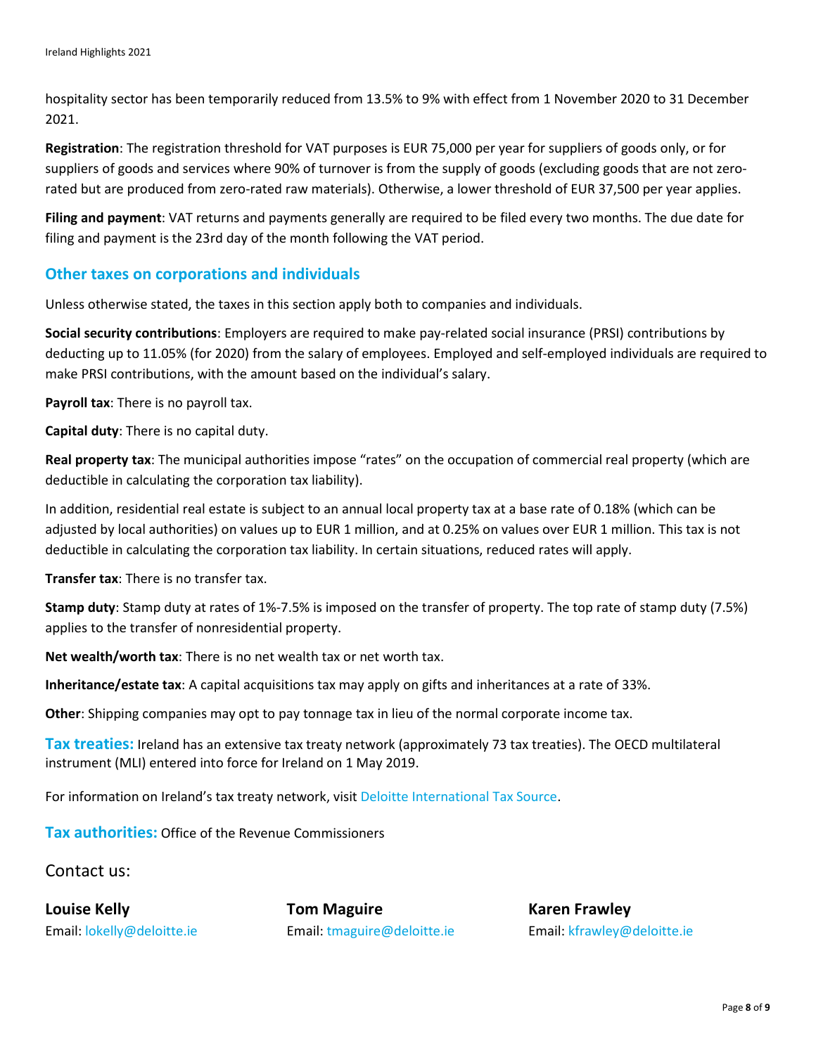hospitality sector has been temporarily reduced from 13.5% to 9% with effect from 1 November 2020 to 31 December 2021.

**Registration**: The registration threshold for VAT purposes is EUR 75,000 per year for suppliers of goods only, or for suppliers of goods and services where 90% of turnover is from the supply of goods (excluding goods that are not zero-rated but are produced from zero-rated raw materials). Otherwise, a lower threshold of EUR 37,500 per year applies.

**Filing and payment**: VAT returns and payments generally are required to be filed every two months. The due date for filing and payment is the 23rd day of the month following the VAT period.

## Other taxes on corporations and individuals

Unless otherwise stated, the taxes in this section apply both to companies and individuals.

**Social security contributions**: Employers are required to make pay-related social insurance (PRSI) contributions by deducting up to 11.05% (for 2020) from the salary of employees. Employed and self-employed individuals are required to make PRSI contributions, with the amount based on the individual's salary.

**Payroll tax**: There is no payroll tax.

**Capital duty**: There is no capital duty.

**Real property tax**: The municipal authorities impose "rates" on the occupation of commercial real property (which are deductible in calculating the corporation tax liability).

In addition, residential real estate is subject to an annual local property tax at a base rate of 0.18% (which can be adjusted by local authorities) on values up to EUR 1 million, and at 0.25% on values over EUR 1 million. This tax is not deductible in calculating the corporation tax liability. In certain situations, reduced rates will apply.

**Transfer tax**: There is no transfer tax.

**Stamp duty**: Stamp duty at rates of 1%-7.5% is imposed on the transfer of property. The top rate of stamp duty (7.5%) applies to the transfer of nonresidential property.

**Net wealth/worth tax**: There is no net wealth tax or net worth tax.

**Inheritance/estate tax**: A capital acquisitions tax may apply on gifts and inheritances at a rate of 33%.

**Other**: Shipping companies may opt to pay tonnage tax in lieu of the normal corporate income tax.

**Tax treaties:** Ireland has an extensive tax treaty network (approximately 73 tax treaties). The OECD multilateral instrument (MLI) entered into force for Ireland on 1 May 2019.

For information on Ireland's tax treaty network, visit Deloitte International Tax Source.

**Tax authorities:** Office of the Revenue Commissioners

Contact us:

**Louise Kelly**
Email: lokelly@deloitte.ie

**Tom Maguire**
Email: tmaguire@deloitte.ie

**Karen Frawley**
Email: kfrawley@deloitte.ie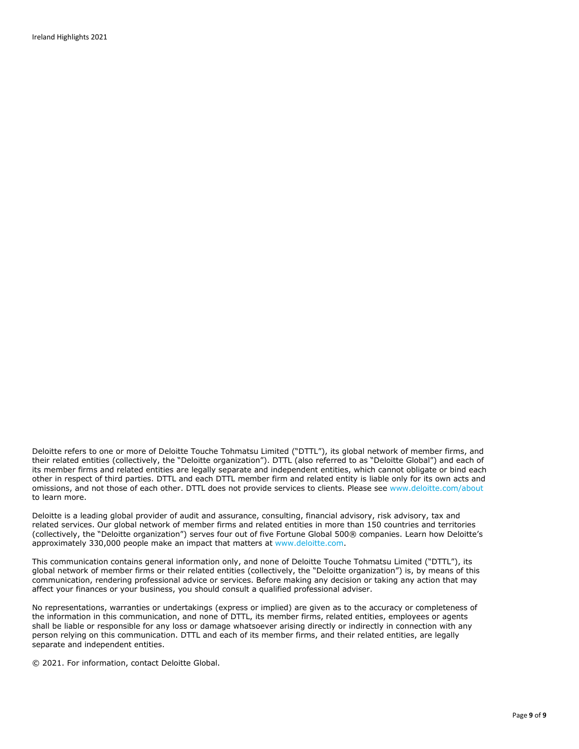Deloitte refers to one or more of Deloitte Touche Tohmatsu Limited (“DTTL”), its global network of member firms, and their related entities (collectively, the “Deloitte organization”). DTTL (also referred to as “Deloitte Global”) and each of its member firms and related entities are legally separate and independent entities, which cannot obligate or bind each other in respect of third parties. DTTL and each DTTL member firm and related entity is liable only for its own acts and omissions, and not those of each other. DTTL does not provide services to clients. Please see www.deloitte.com/about to learn more.

Deloitte is a leading global provider of audit and assurance, consulting, financial advisory, risk advisory, tax and related services. Our global network of member firms and related entities in more than 150 countries and territories (collectively, the “Deloitte organization”) serves four out of five Fortune Global 500® companies. Learn how Deloitte’s approximately 330,000 people make an impact that matters at www.deloitte.com.

This communication contains general information only, and none of Deloitte Touche Tohmatsu Limited (“DTTL”), its global network of member firms or their related entities (collectively, the “Deloitte organization”) is, by means of this communication, rendering professional advice or services. Before making any decision or taking any action that may affect your finances or your business, you should consult a qualified professional adviser.

No representations, warranties or undertakings (express or implied) are given as to the accuracy or completeness of the information in this communication, and none of DTTL, its member firms, related entities, employees or agents shall be liable or responsible for any loss or damage whatsoever arising directly or indirectly in connection with any person relying on this communication. DTTL and each of its member firms, and their related entities, are legally separate and independent entities.

© 2021. For information, contact Deloitte Global.